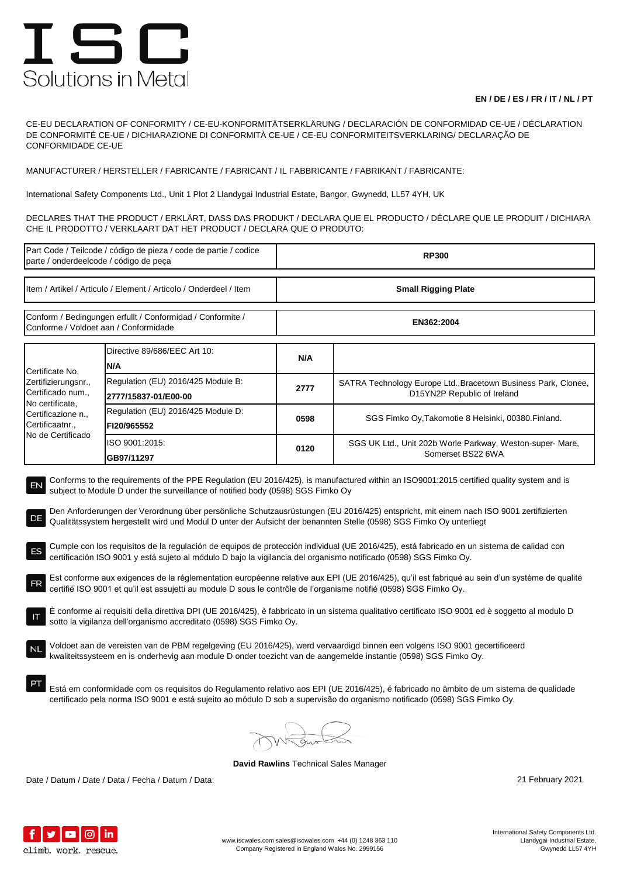# ISC
Solutions in Metal

**EN / DE / ES / FR / IT / NL / PT**

CE-EU DECLARATION OF CONFORMITY / CE-EU-KONFORMITÄTSERKLÄRUNG / DECLARACIÓN DE CONFORMIDAD CE-UE / DÉCLARATION DE CONFORMITÉ CE-UE / DICHIARAZIONE DI CONFORMITÀ CE-UE / CE-EU CONFORMITEITSVERKLARING/ DECLARAÇÃO DE CONFORMIDADE CE-UE

MANUFACTURER / HERSTELLER / FABRICANTE / FABRICANT / IL FABBRICANTE / FABRIKANT / FABRICANTE:

International Safety Components Ltd., Unit 1 Plot 2 Llandygai Industrial Estate, Bangor, Gwynedd, LL57 4YH, UK

DECLARES THAT THE PRODUCT / ERKLÄRT, DASS DAS PRODUKT / DECLARA QUE EL PRODUCTO / DÉCLARE QUE LE PRODUIT / DICHIARA CHE IL PRODOTTO / VERKLAART DAT HET PRODUCT / DECLARA QUE O PRODUTO:

| Part Code / Teilcode / código de pieza / code de partie / codice parte / onderdeelcode / código de peça | **RP300** |
|---|---|
| Item / Artikel / Articulo / Element / Articolo / Onderdeel / Item | **Small Rigging Plate** |
| Conform / Bedingungen erfullt / Conformidad / Conformite / Conforme / Voldoet aan / Conformidade | **EN362:2004** |

| Certificate No, Zertifizierungsnr., Certificado num., No certificate, Certificazione n., Certificaatnr., No de Certificado | | | |
|---|---|---|---|
| | Directive 89/686/EEC Art 10: **N/A** | **N/A** | |
| | Regulation (EU) 2016/425 Module B: **2777/15837-01/E00-00** | **2777** | SATRA Technology Europe Ltd.,Bracetown Business Park, Clonee, D15YN2P Republic of Ireland |
| | Regulation (EU) 2016/425 Module D: **FI20/965552** | **0598** | SGS Fimko Oy,Takomotie 8 Helsinki, 00380.Finland. |
| | ISO 9001:2015: **GB97/11297** | **0120** | SGS UK Ltd., Unit 202b Worle Parkway, Weston-super- Mare, Somerset BS22 6WA |

**EN** Conforms to the requirements of the PPE Regulation (EU 2016/425), is manufactured within an ISO9001:2015 certified quality system and is subject to Module D under the surveillance of notified body (0598) SGS Fimko Oy

**DE** Den Anforderungen der Verordnung über persönliche Schutzausrüstungen (EU 2016/425) entspricht, mit einem nach ISO 9001 zertifizierten Qualitätssystem hergestellt wird und Modul D unter der Aufsicht der benannten Stelle (0598) SGS Fimko Oy unterliegt

**ES** Cumple con los requisitos de la regulación de equipos de protección individual (UE 2016/425), está fabricado en un sistema de calidad con certificación ISO 9001 y está sujeto al módulo D bajo la vigilancia del organismo notificado (0598) SGS Fimko Oy.

**FR** Est conforme aux exigences de la réglementation européenne relative aux EPI (UE 2016/425), qu'il est fabriqué au sein d'un système de qualité certifié ISO 9001 et qu'il est assujetti au module D sous le contrôle de l'organisme notifié (0598) SGS Fimko Oy.

**IT** È conforme ai requisiti della direttiva DPI (UE 2016/425), è fabbricato in un sistema qualitativo certificato ISO 9001 ed è soggetto al modulo D sotto la vigilanza dell'organismo accreditato (0598) SGS Fimko Oy.

**NL** Voldoet aan de vereisten van de PBM regelgeving (EU 2016/425), werd vervaardigd binnen een volgens ISO 9001 gecertificeerd kwaliteitssysteem en is onderhevig aan module D onder toezicht van de aangemelde instantie (0598) SGS Fimko Oy.

**PT** Está em conformidade com os requisitos do Regulamento relativo aos EPI (UE 2016/425), é fabricado no âmbito de um sistema de qualidade certificado pela norma ISO 9001 e está sujeito ao módulo D sob a supervisão do organismo notificado (0598) SGS Fimko Oy.

**David Rawlins** Technical Sales Manager

Date / Datum / Date / Data / Fecha / Datum / Data: 21 February 2021

climb. work. rescue.

www.iscwales.com sales@iscwales.com +44 (0) 1248 363 110
Company Registered in England Wales No. 2999156

International Safety Components Ltd.
Llandygai Industrial Estate,
Gwynedd LL57 4YH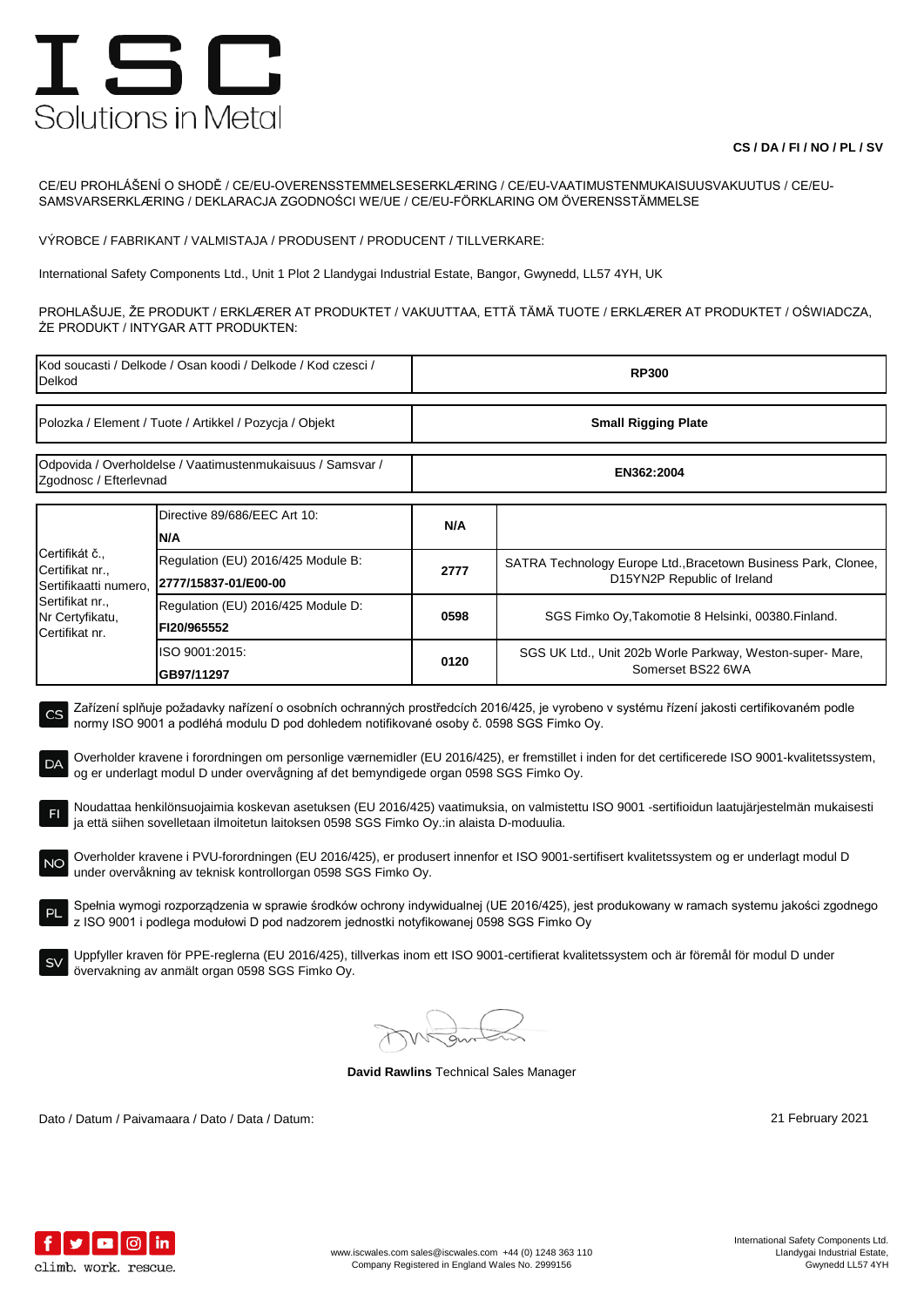# ISC
Solutions in Metal

**CS / DA / FI / NO / PL / SV**

CE/EU PROHLÁŠENÍ O SHODĚ / CE/EU-OVERENSSTEMMELSESERKLÆRING / CE/EU-VAATIMUSTENMUKAISUUSVAKUUTUS / CE/EU-SAMSVARSERKLÆRING / DEKLARACJA ZGODNOŚCI WE/UE / CE/EU-FÖRKLARING OM ÖVERENSSTÄMMELSE

VÝROBCE / FABRIKANT / VALMISTAJA / PRODUSENT / PRODUCENT / TILLVERKARE:

International Safety Components Ltd., Unit 1 Plot 2 Llandygai Industrial Estate, Bangor, Gwynedd, LL57 4YH, UK

PROHLAŠUJE, ŽE PRODUKT / ERKLÆRER AT PRODUKTET / VAKUUTTAA, ETTÄ TÄMÄ TUOTE / ERKLÆRER AT PRODUKTET / OŚWIADCZA, ŻE PRODUKT / INTYGAR ATT PRODUKTEN:

| | |
|---|---|
| Kod soucasti / Delkode / Osan koodi / Delkode / Kod czesci / Delkod | **RP300** |
| Polozka / Element / Tuote / Artikkel / Pozycja / Objekt | **Small Rigging Plate** |
| Odpovida / Overholdelse / Vaatimustenmukaisuus / Samsvar / Zgodnosc / Efterlevnad | **EN362:2004** |

| | | | |
|---|---|---|---|
| Certifikát č., Certifikat nr., Sertifikaatti numero, Sertifikat nr., Nr Certyfikatu, Certifikat nr. | Directive 89/686/EEC Art 10: **N/A** | **N/A** | |
| | Regulation (EU) 2016/425 Module B: **2777/15837-01/E00-00** | **2777** | SATRA Technology Europe Ltd.,Bracetown Business Park, Clonee, D15YN2P Republic of Ireland |
| | Regulation (EU) 2016/425 Module D: **FI20/965552** | **0598** | SGS Fimko Oy,Takomotie 8 Helsinki, 00380.Finland. |
| | ISO 9001:2015: **GB97/11297** | **0120** | SGS UK Ltd., Unit 202b Worle Parkway, Weston-super- Mare, Somerset BS22 6WA |

CS Zařízení splňuje požadavky nařízení o osobních ochranných prostředcích 2016/425, je vyrobeno v systému řízení jakosti certifikovaném podle normy ISO 9001 a podléhá modulu D pod dohledem notifikované osoby č. 0598 SGS Fimko Oy.

DA Overholder kravene i forordningen om personlige værnemidler (EU 2016/425), er fremstillet i inden for det certificerede ISO 9001-kvalitetssystem, og er underlagt modul D under overvågning af det bemyndigede organ 0598 SGS Fimko Oy.

FI Noudattaa henkilönsuojaimia koskevan asetuksen (EU 2016/425) vaatimuksia, on valmistettu ISO 9001 -sertifioidun laatujärjestelmän mukaisesti ja että siihen sovelletaan ilmoitetun laitoksen 0598 SGS Fimko Oy.:in alaista D-moduulia.

NO Overholder kravene i PVU-forordningen (EU 2016/425), er produsert innenfor et ISO 9001-sertifisert kvalitetssystem og er underlagt modul D under overvåkning av teknisk kontrollorgan 0598 SGS Fimko Oy.

PL Spełnia wymogi rozporządzenia w sprawie środków ochrony indywidualnej (UE 2016/425), jest produkowany w ramach systemu jakości zgodnego z ISO 9001 i podlega modułowi D pod nadzorem jednostki notyfikowanej 0598 SGS Fimko Oy

SV Uppfyller kraven för PPE-reglerna (EU 2016/425), tillverkas inom ett ISO 9001-certifierat kvalitetssystem och är föremål för modul D under övervakning av anmält organ 0598 SGS Fimko Oy.

**David Rawlins** Technical Sales Manager

Dato / Datum / Paivamaara / Dato / Data / Datum: 21 February 2021

climb. work. rescue.

www.iscwales.com sales@iscwales.com +44 (0) 1248 363 110
Company Registered in England Wales No. 2999156

International Safety Components Ltd.
Llandygai Industrial Estate,
Gwynedd LL57 4YH